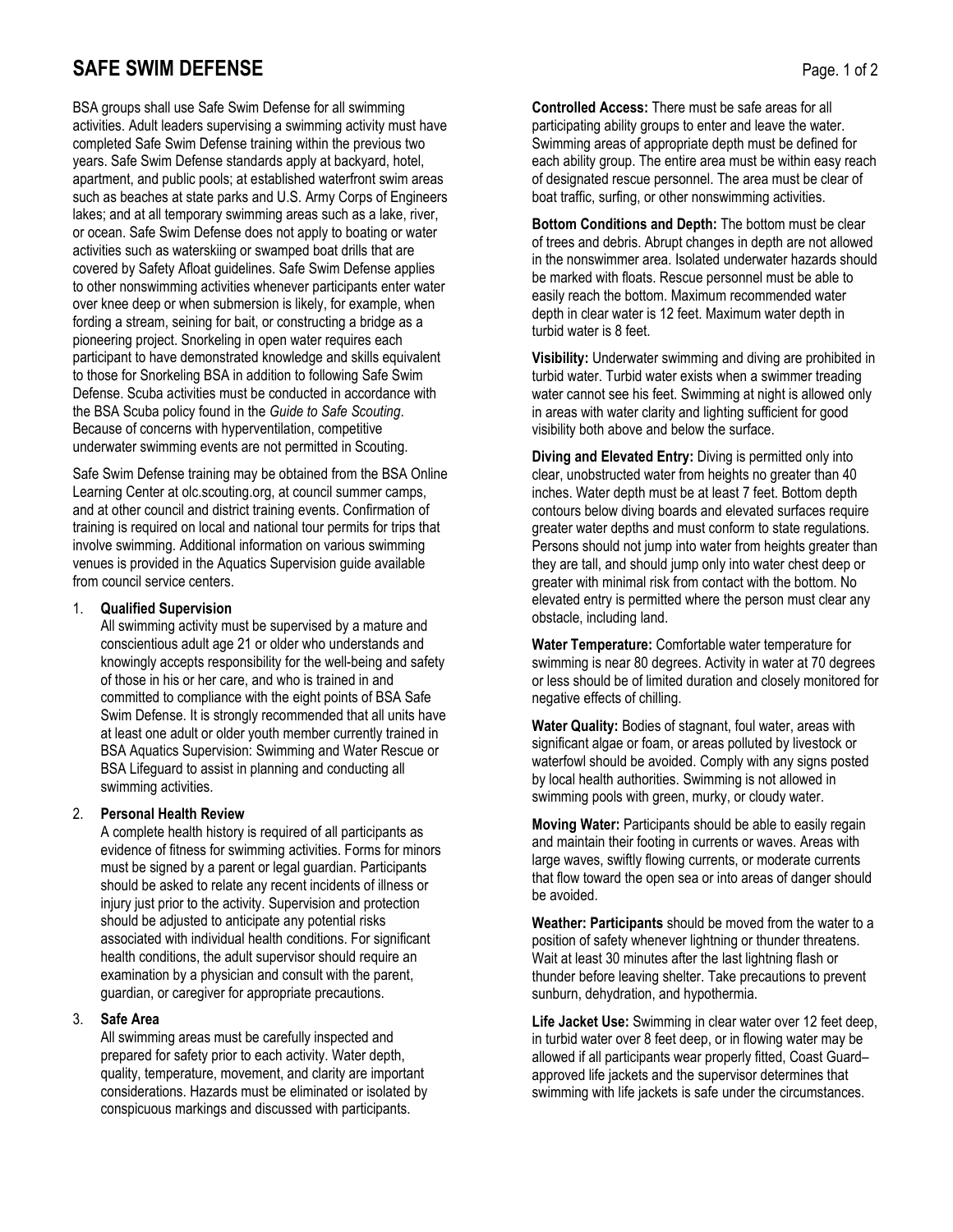# SAFE SWIM DEFENSE

BSA groups shall use Safe Swim Defense for all swimming activities. Adult leaders supervising a swimming activity must have completed Safe Swim Defense training within the previous two years. Safe Swim Defense standards apply at backyard, hotel, apartment, and public pools; at established waterfront swim areas such as beaches at state parks and U.S. Army Corps of Engineers lakes; and at all temporary swimming areas such as a lake, river, or ocean. Safe Swim Defense does not apply to boating or water activities such as waterskiing or swamped boat drills that are covered by Safety Afloat guidelines. Safe Swim Defense applies to other nonswimming activities whenever participants enter water over knee deep or when submersion is likely, for example, when fording a stream, seining for bait, or constructing a bridge as a pioneering project. Snorkeling in open water requires each participant to have demonstrated knowledge and skills equivalent to those for Snorkeling BSA in addition to following Safe Swim Defense. Scuba activities must be conducted in accordance with the BSA Scuba policy found in the *Guide to Safe Scouting*. Because of concerns with hyperventilation, competitive underwater swimming events are not permitted in Scouting.

Safe Swim Defense training may be obtained from the BSA Online Learning Center at olc.scouting.org, at council summer camps, and at other council and district training events. Confirmation of training is required on local and national tour permits for trips that involve swimming. Additional information on various swimming venues is provided in the Aquatics Supervision guide available from council service centers.

1. **Qualified Supervision**

   All swimming activity must be supervised by a mature and conscientious adult age 21 or older who understands and knowingly accepts responsibility for the well-being and safety of those in his or her care, and who is trained in and committed to compliance with the eight points of BSA Safe Swim Defense. It is strongly recommended that all units have at least one adult or older youth member currently trained in BSA Aquatics Supervision: Swimming and Water Rescue or BSA Lifeguard to assist in planning and conducting all swimming activities.

2. **Personal Health Review**

   A complete health history is required of all participants as evidence of fitness for swimming activities. Forms for minors must be signed by a parent or legal guardian. Participants should be asked to relate any recent incidents of illness or injury just prior to the activity. Supervision and protection should be adjusted to anticipate any potential risks associated with individual health conditions. For significant health conditions, the adult supervisor should require an examination by a physician and consult with the parent, guardian, or caregiver for appropriate precautions.

3. **Safe Area**

   All swimming areas must be carefully inspected and prepared for safety prior to each activity. Water depth, quality, temperature, movement, and clarity are important considerations. Hazards must be eliminated or isolated by conspicuous markings and discussed with participants.

**Controlled Access:** There must be safe areas for all participating ability groups to enter and leave the water. Swimming areas of appropriate depth must be defined for each ability group. The entire area must be within easy reach of designated rescue personnel. The area must be clear of boat traffic, surfing, or other nonswimming activities.

**Bottom Conditions and Depth:** The bottom must be clear of trees and debris. Abrupt changes in depth are not allowed in the nonswimmer area. Isolated underwater hazards should be marked with floats. Rescue personnel must be able to easily reach the bottom. Maximum recommended water depth in clear water is 12 feet. Maximum water depth in turbid water is 8 feet.

**Visibility:** Underwater swimming and diving are prohibited in turbid water. Turbid water exists when a swimmer treading water cannot see his feet. Swimming at night is allowed only in areas with water clarity and lighting sufficient for good visibility both above and below the surface.

**Diving and Elevated Entry:** Diving is permitted only into clear, unobstructed water from heights no greater than 40 inches. Water depth must be at least 7 feet. Bottom depth contours below diving boards and elevated surfaces require greater water depths and must conform to state regulations. Persons should not jump into water from heights greater than they are tall, and should jump only into water chest deep or greater with minimal risk from contact with the bottom. No elevated entry is permitted where the person must clear any obstacle, including land.

**Water Temperature:** Comfortable water temperature for swimming is near 80 degrees. Activity in water at 70 degrees or less should be of limited duration and closely monitored for negative effects of chilling.

**Water Quality:** Bodies of stagnant, foul water, areas with significant algae or foam, or areas polluted by livestock or waterfowl should be avoided. Comply with any signs posted by local health authorities. Swimming is not allowed in swimming pools with green, murky, or cloudy water.

**Moving Water:** Participants should be able to easily regain and maintain their footing in currents or waves. Areas with large waves, swiftly flowing currents, or moderate currents that flow toward the open sea or into areas of danger should be avoided.

**Weather: Participants** should be moved from the water to a position of safety whenever lightning or thunder threatens. Wait at least 30 minutes after the last lightning flash or thunder before leaving shelter. Take precautions to prevent sunburn, dehydration, and hypothermia.

**Life Jacket Use:** Swimming in clear water over 12 feet deep, in turbid water over 8 feet deep, or in flowing water may be allowed if all participants wear properly fitted, Coast Guard–approved life jackets and the supervisor determines that swimming with life jackets is safe under the circumstances.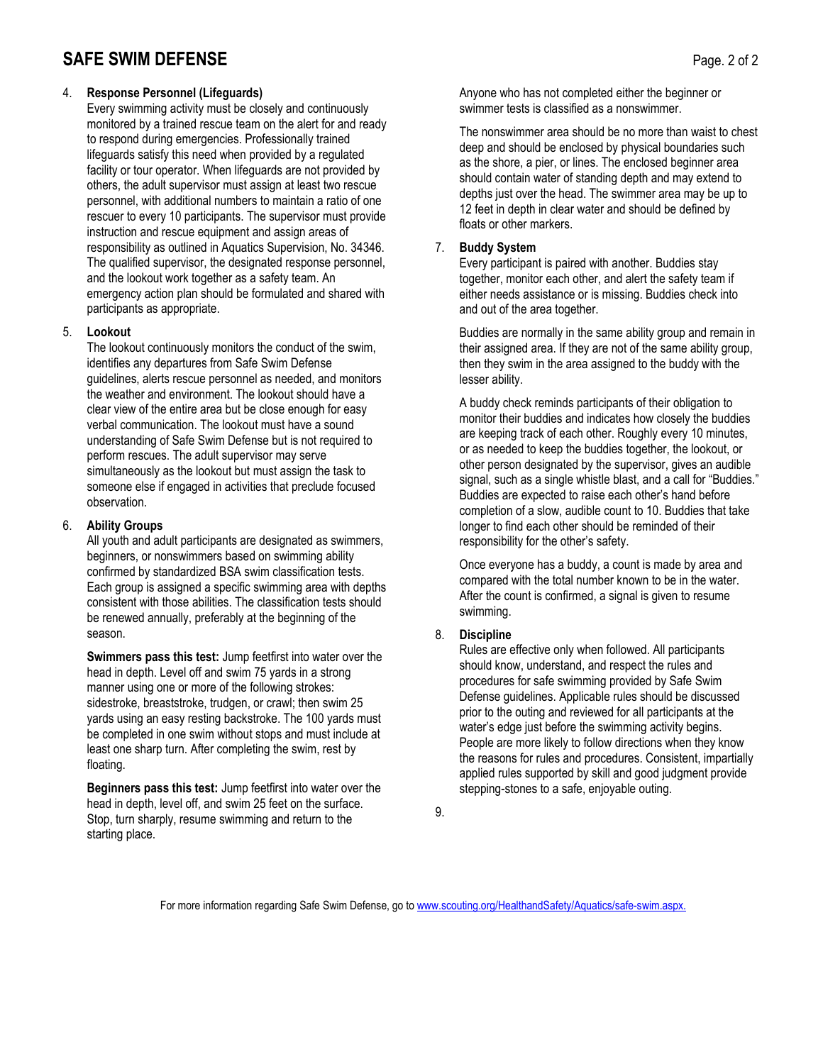4. **Response Personnel (Lifeguards)**
   Every swimming activity must be closely and continuously monitored by a trained rescue team on the alert for and ready to respond during emergencies. Professionally trained lifeguards satisfy this need when provided by a regulated facility or tour operator. When lifeguards are not provided by others, the adult supervisor must assign at least two rescue personnel, with additional numbers to maintain a ratio of one rescuer to every 10 participants. The supervisor must provide instruction and rescue equipment and assign areas of responsibility as outlined in Aquatics Supervision, No. 34346. The qualified supervisor, the designated response personnel, and the lookout work together as a safety team. An emergency action plan should be formulated and shared with participants as appropriate.

5. **Lookout**
   The lookout continuously monitors the conduct of the swim, identifies any departures from Safe Swim Defense guidelines, alerts rescue personnel as needed, and monitors the weather and environment. The lookout should have a clear view of the entire area but be close enough for easy verbal communication. The lookout must have a sound understanding of Safe Swim Defense but is not required to perform rescues. The adult supervisor may serve simultaneously as the lookout but must assign the task to someone else if engaged in activities that preclude focused observation.

6. **Ability Groups**
   All youth and adult participants are designated as swimmers, beginners, or nonswimmers based on swimming ability confirmed by standardized BSA swim classification tests. Each group is assigned a specific swimming area with depths consistent with those abilities. The classification tests should be renewed annually, preferably at the beginning of the season.

   **Swimmers pass this test:** Jump feetfirst into water over the head in depth. Level off and swim 75 yards in a strong manner using one or more of the following strokes: sidestroke, breaststroke, trudgen, or crawl; then swim 25 yards using an easy resting backstroke. The 100 yards must be completed in one swim without stops and must include at least one sharp turn. After completing the swim, rest by floating.

   **Beginners pass this test:** Jump feetfirst into water over the head in depth, level off, and swim 25 feet on the surface. Stop, turn sharply, resume swimming and return to the starting place.

   Anyone who has not completed either the beginner or swimmer tests is classified as a nonswimmer.

   The nonswimmer area should be no more than waist to chest deep and should be enclosed by physical boundaries such as the shore, a pier, or lines. The enclosed beginner area should contain water of standing depth and may extend to depths just over the head. The swimmer area may be up to 12 feet in depth in clear water and should be defined by floats or other markers.

7. **Buddy System**
   Every participant is paired with another. Buddies stay together, monitor each other, and alert the safety team if either needs assistance or is missing. Buddies check into and out of the area together.

   Buddies are normally in the same ability group and remain in their assigned area. If they are not of the same ability group, then they swim in the area assigned to the buddy with the lesser ability.

   A buddy check reminds participants of their obligation to monitor their buddies and indicates how closely the buddies are keeping track of each other. Roughly every 10 minutes, or as needed to keep the buddies together, the lookout, or other person designated by the supervisor, gives an audible signal, such as a single whistle blast, and a call for "Buddies." Buddies are expected to raise each other's hand before completion of a slow, audible count to 10. Buddies that take longer to find each other should be reminded of their responsibility for the other's safety.

   Once everyone has a buddy, a count is made by area and compared with the total number known to be in the water. After the count is confirmed, a signal is given to resume swimming.

8. **Discipline**
   Rules are effective only when followed. All participants should know, understand, and respect the rules and procedures for safe swimming provided by Safe Swim Defense guidelines. Applicable rules should be discussed prior to the outing and reviewed for all participants at the water's edge just before the swimming activity begins. People are more likely to follow directions when they know the reasons for rules and procedures. Consistent, impartially applied rules supported by skill and good judgment provide stepping-stones to a safe, enjoyable outing.

9.

For more information regarding Safe Swim Defense, go to www.scouting.org/HealthandSafety/Aquatics/safe-swim.aspx.